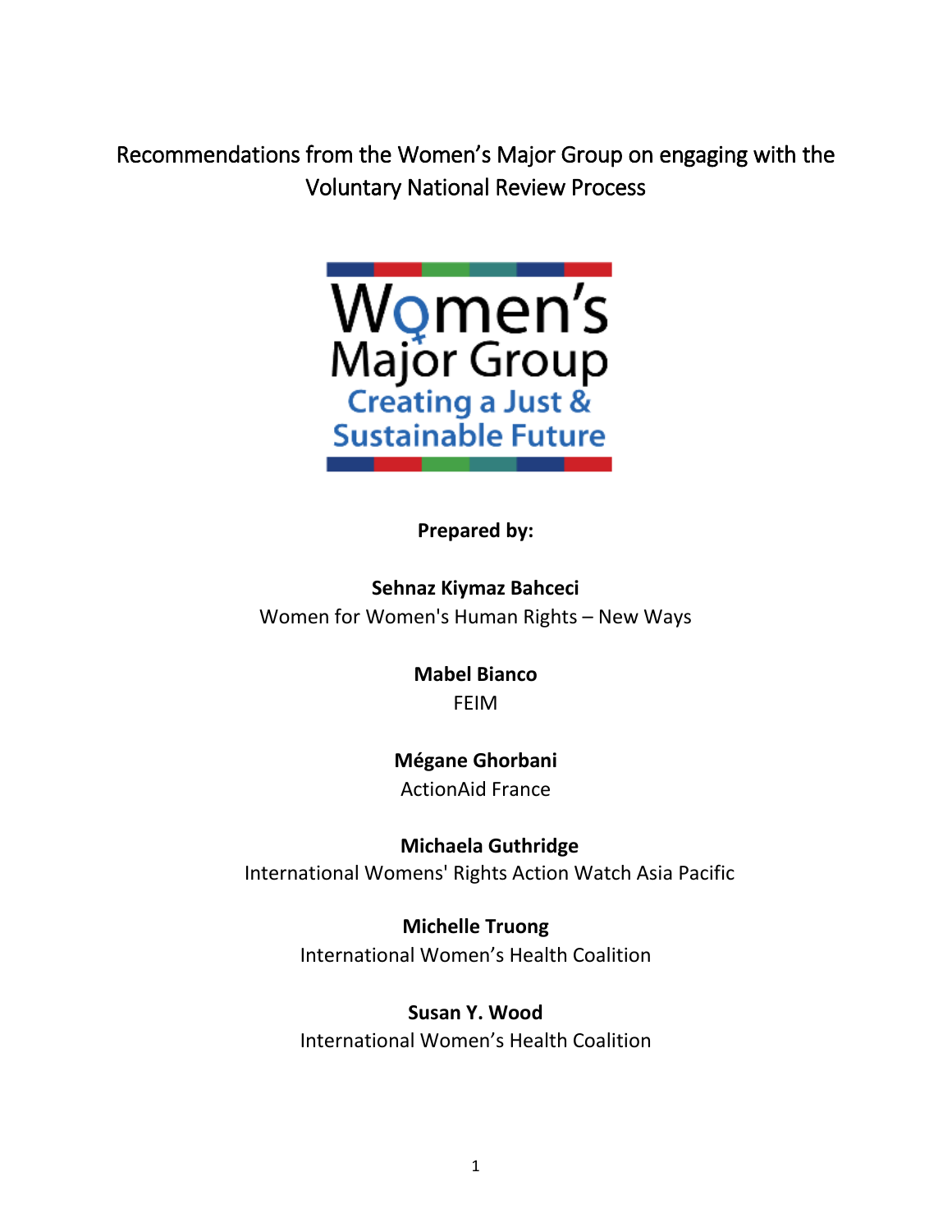# Recommendations from the Women's Major Group on engaging with the Voluntary National Review Process

Women's Major Group
Creating a Just & Sustainable Future

**Prepared by:**

**Sehnaz Kiymaz Bahceci**
Women for Women's Human Rights – New Ways

**Mabel Bianco**
FEIM

**Mégane Ghorbani**
ActionAid France

**Michaela Guthridge**
International Womens' Rights Action Watch Asia Pacific

**Michelle Truong**
International Women's Health Coalition

**Susan Y. Wood**
International Women's Health Coalition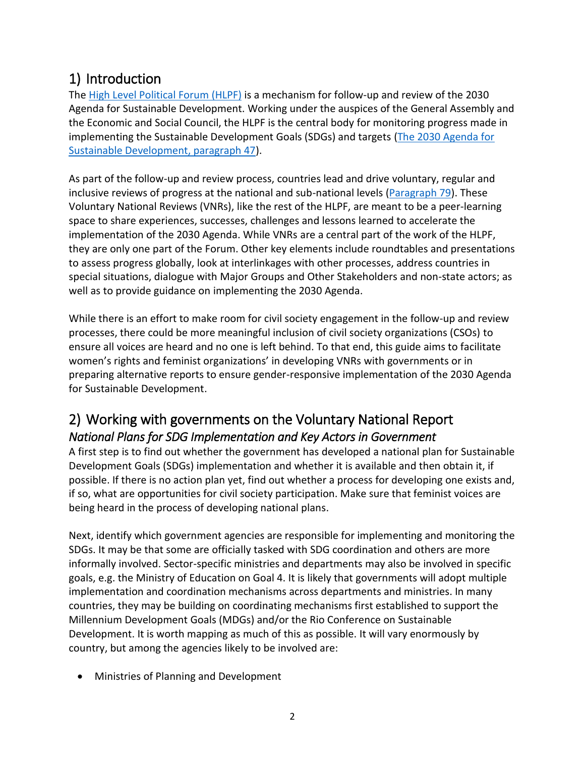## 1) Introduction

The [High Level Political Forum (HLPF)]() is a mechanism for follow-up and review of the 2030 Agenda for Sustainable Development. Working under the auspices of the General Assembly and the Economic and Social Council, the HLPF is the central body for monitoring progress made in implementing the Sustainable Development Goals (SDGs) and targets ([The 2030 Agenda for Sustainable Development, paragraph 47]()).

As part of the follow-up and review process, countries lead and drive voluntary, regular and inclusive reviews of progress at the national and sub-national levels ([Paragraph 79]()). These Voluntary National Reviews (VNRs), like the rest of the HLPF, are meant to be a peer-learning space to share experiences, successes, challenges and lessons learned to accelerate the implementation of the 2030 Agenda. While VNRs are a central part of the work of the HLPF, they are only one part of the Forum. Other key elements include roundtables and presentations to assess progress globally, look at interlinkages with other processes, address countries in special situations, dialogue with Major Groups and Other Stakeholders and non-state actors; as well as to provide guidance on implementing the 2030 Agenda.

While there is an effort to make room for civil society engagement in the follow-up and review processes, there could be more meaningful inclusion of civil society organizations (CSOs) to ensure all voices are heard and no one is left behind. To that end, this guide aims to facilitate women's rights and feminist organizations' in developing VNRs with governments or in preparing alternative reports to ensure gender-responsive implementation of the 2030 Agenda for Sustainable Development.

## 2) Working with governments on the Voluntary National Report

### *National Plans for SDG Implementation and Key Actors in Government*

A first step is to find out whether the government has developed a national plan for Sustainable Development Goals (SDGs) implementation and whether it is available and then obtain it, if possible. If there is no action plan yet, find out whether a process for developing one exists and, if so, what are opportunities for civil society participation. Make sure that feminist voices are being heard in the process of developing national plans.

Next, identify which government agencies are responsible for implementing and monitoring the SDGs. It may be that some are officially tasked with SDG coordination and others are more informally involved. Sector-specific ministries and departments may also be involved in specific goals, e.g. the Ministry of Education on Goal 4. It is likely that governments will adopt multiple implementation and coordination mechanisms across departments and ministries. In many countries, they may be building on coordinating mechanisms first established to support the Millennium Development Goals (MDGs) and/or the Rio Conference on Sustainable Development. It is worth mapping as much of this as possible. It will vary enormously by country, but among the agencies likely to be involved are:

- Ministries of Planning and Development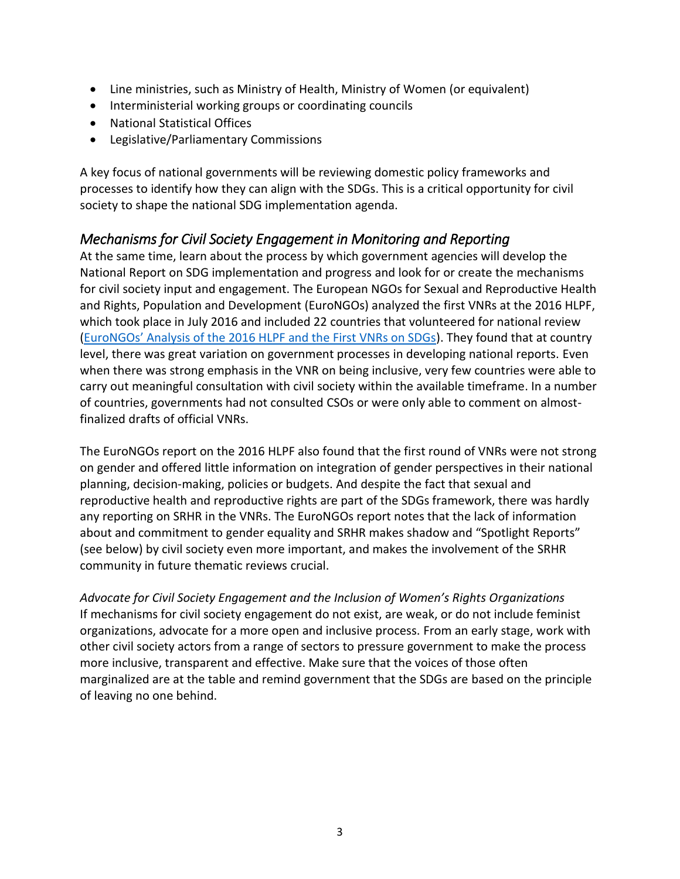- Line ministries, such as Ministry of Health, Ministry of Women (or equivalent)
- Interministerial working groups or coordinating councils
- National Statistical Offices
- Legislative/Parliamentary Commissions

A key focus of national governments will be reviewing domestic policy frameworks and processes to identify how they can align with the SDGs. This is a critical opportunity for civil society to shape the national SDG implementation agenda.

## *Mechanisms for Civil Society Engagement in Monitoring and Reporting*

At the same time, learn about the process by which government agencies will develop the National Report on SDG implementation and progress and look for or create the mechanisms for civil society input and engagement. The European NGOs for Sexual and Reproductive Health and Rights, Population and Development (EuroNGOs) analyzed the first VNRs at the 2016 HLPF, which took place in July 2016 and included 22 countries that volunteered for national review (EuroNGOs' Analysis of the 2016 HLPF and the First VNRs on SDGs). They found that at country level, there was great variation on government processes in developing national reports. Even when there was strong emphasis in the VNR on being inclusive, very few countries were able to carry out meaningful consultation with civil society within the available timeframe. In a number of countries, governments had not consulted CSOs or were only able to comment on almost-finalized drafts of official VNRs.

The EuroNGOs report on the 2016 HLPF also found that the first round of VNRs were not strong on gender and offered little information on integration of gender perspectives in their national planning, decision-making, policies or budgets. And despite the fact that sexual and reproductive health and reproductive rights are part of the SDGs framework, there was hardly any reporting on SRHR in the VNRs. The EuroNGOs report notes that the lack of information about and commitment to gender equality and SRHR makes shadow and "Spotlight Reports" (see below) by civil society even more important, and makes the involvement of the SRHR community in future thematic reviews crucial.

*Advocate for Civil Society Engagement and the Inclusion of Women's Rights Organizations*
If mechanisms for civil society engagement do not exist, are weak, or do not include feminist organizations, advocate for a more open and inclusive process. From an early stage, work with other civil society actors from a range of sectors to pressure government to make the process more inclusive, transparent and effective. Make sure that the voices of those often marginalized are at the table and remind government that the SDGs are based on the principle of leaving no one behind.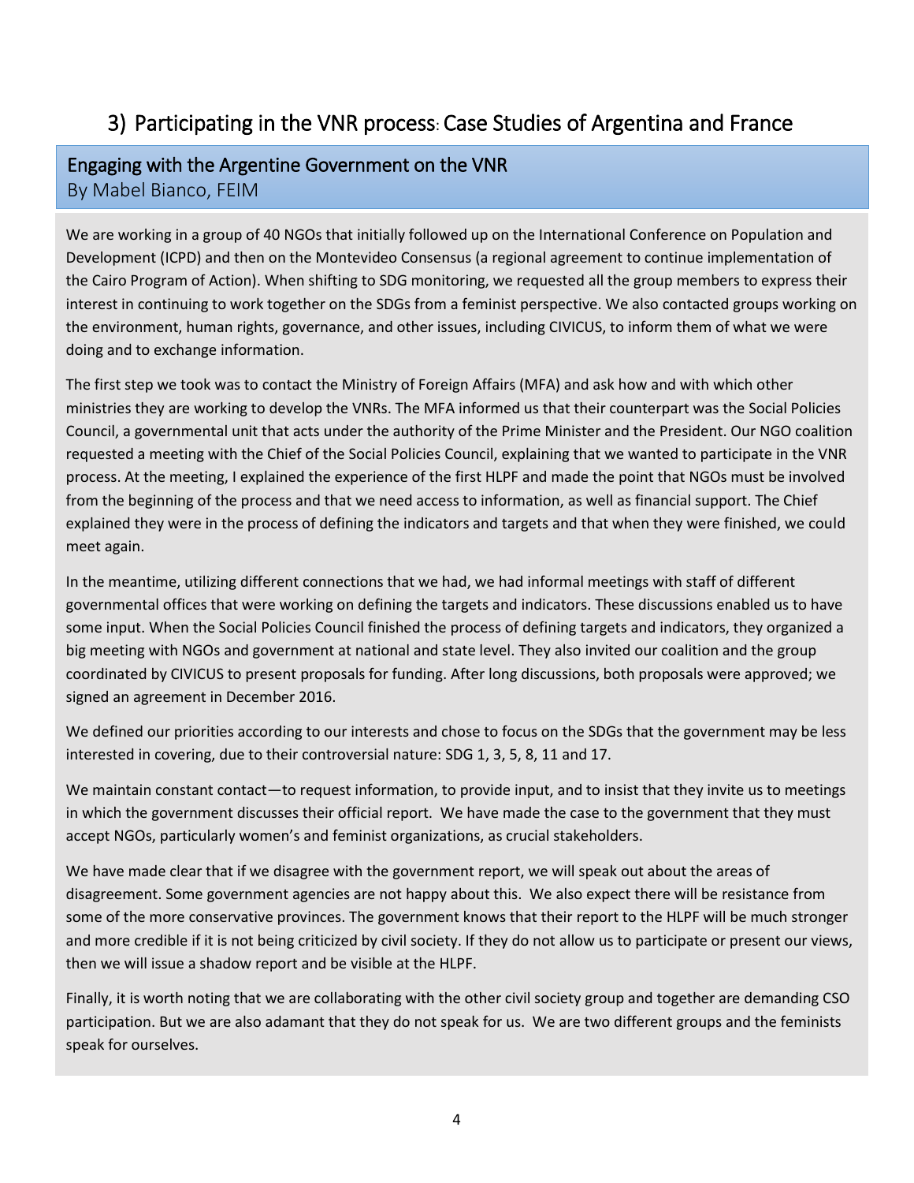## 3) Participating in the VNR process: Case Studies of Argentina and France

### Engaging with the Argentine Government on the VNR

By Mabel Bianco, FEIM

We are working in a group of 40 NGOs that initially followed up on the International Conference on Population and Development (ICPD) and then on the Montevideo Consensus (a regional agreement to continue implementation of the Cairo Program of Action). When shifting to SDG monitoring, we requested all the group members to express their interest in continuing to work together on the SDGs from a feminist perspective. We also contacted groups working on the environment, human rights, governance, and other issues, including CIVICUS, to inform them of what we were doing and to exchange information.

The first step we took was to contact the Ministry of Foreign Affairs (MFA) and ask how and with which other ministries they are working to develop the VNRs. The MFA informed us that their counterpart was the Social Policies Council, a governmental unit that acts under the authority of the Prime Minister and the President. Our NGO coalition requested a meeting with the Chief of the Social Policies Council, explaining that we wanted to participate in the VNR process. At the meeting, I explained the experience of the first HLPF and made the point that NGOs must be involved from the beginning of the process and that we need access to information, as well as financial support. The Chief explained they were in the process of defining the indicators and targets and that when they were finished, we could meet again.

In the meantime, utilizing different connections that we had, we had informal meetings with staff of different governmental offices that were working on defining the targets and indicators. These discussions enabled us to have some input. When the Social Policies Council finished the process of defining targets and indicators, they organized a big meeting with NGOs and government at national and state level. They also invited our coalition and the group coordinated by CIVICUS to present proposals for funding. After long discussions, both proposals were approved; we signed an agreement in December 2016.

We defined our priorities according to our interests and chose to focus on the SDGs that the government may be less interested in covering, due to their controversial nature: SDG 1, 3, 5, 8, 11 and 17.

We maintain constant contact—to request information, to provide input, and to insist that they invite us to meetings in which the government discusses their official report. We have made the case to the government that they must accept NGOs, particularly women's and feminist organizations, as crucial stakeholders.

We have made clear that if we disagree with the government report, we will speak out about the areas of disagreement. Some government agencies are not happy about this. We also expect there will be resistance from some of the more conservative provinces. The government knows that their report to the HLPF will be much stronger and more credible if it is not being criticized by civil society. If they do not allow us to participate or present our views, then we will issue a shadow report and be visible at the HLPF.

Finally, it is worth noting that we are collaborating with the other civil society group and together are demanding CSO participation. But we are also adamant that they do not speak for us. We are two different groups and the feminists speak for ourselves.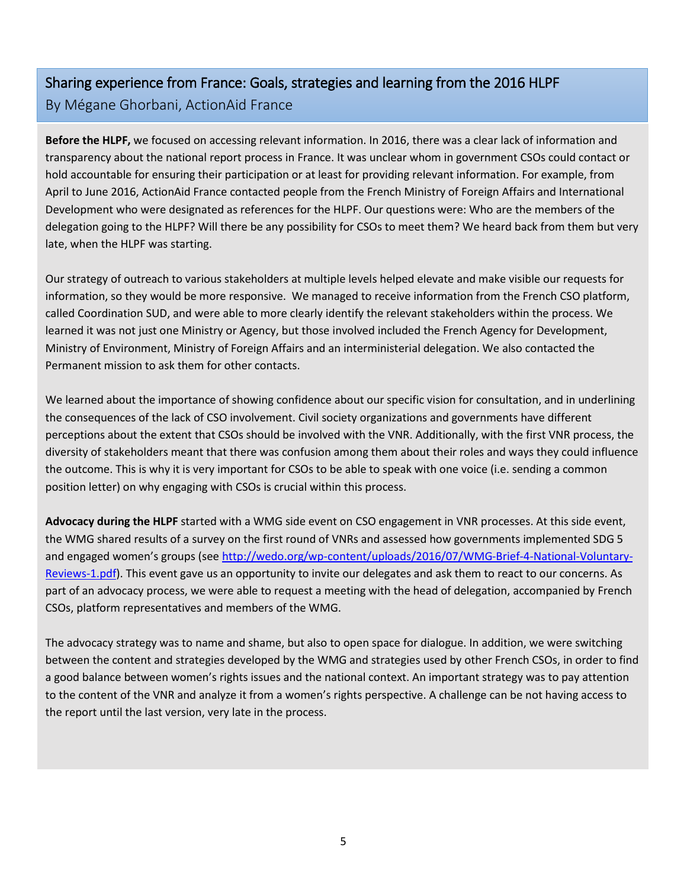## Sharing experience from France: Goals, strategies and learning from the 2016 HLPF

By Mégane Ghorbani, ActionAid France

**Before the HLPF,** we focused on accessing relevant information. In 2016, there was a clear lack of information and transparency about the national report process in France. It was unclear whom in government CSOs could contact or hold accountable for ensuring their participation or at least for providing relevant information. For example, from April to June 2016, ActionAid France contacted people from the French Ministry of Foreign Affairs and International Development who were designated as references for the HLPF. Our questions were: Who are the members of the delegation going to the HLPF? Will there be any possibility for CSOs to meet them? We heard back from them but very late, when the HLPF was starting.

Our strategy of outreach to various stakeholders at multiple levels helped elevate and make visible our requests for information, so they would be more responsive. We managed to receive information from the French CSO platform, called Coordination SUD, and were able to more clearly identify the relevant stakeholders within the process. We learned it was not just one Ministry or Agency, but those involved included the French Agency for Development, Ministry of Environment, Ministry of Foreign Affairs and an interministerial delegation. We also contacted the Permanent mission to ask them for other contacts.

We learned about the importance of showing confidence about our specific vision for consultation, and in underlining the consequences of the lack of CSO involvement. Civil society organizations and governments have different perceptions about the extent that CSOs should be involved with the VNR. Additionally, with the first VNR process, the diversity of stakeholders meant that there was confusion among them about their roles and ways they could influence the outcome. This is why it is very important for CSOs to be able to speak with one voice (i.e. sending a common position letter) on why engaging with CSOs is crucial within this process.

**Advocacy during the HLPF** started with a WMG side event on CSO engagement in VNR processes. At this side event, the WMG shared results of a survey on the first round of VNRs and assessed how governments implemented SDG 5 and engaged women's groups (see [http://wedo.org/wp-content/uploads/2016/07/WMG-Brief-4-National-Voluntary-Reviews-1.pdf](http://wedo.org/wp-content/uploads/2016/07/WMG-Brief-4-National-Voluntary-Reviews-1.pdf)). This event gave us an opportunity to invite our delegates and ask them to react to our concerns. As part of an advocacy process, we were able to request a meeting with the head of delegation, accompanied by French CSOs, platform representatives and members of the WMG.

The advocacy strategy was to name and shame, but also to open space for dialogue. In addition, we were switching between the content and strategies developed by the WMG and strategies used by other French CSOs, in order to find a good balance between women's rights issues and the national context. An important strategy was to pay attention to the content of the VNR and analyze it from a women's rights perspective. A challenge can be not having access to the report until the last version, very late in the process.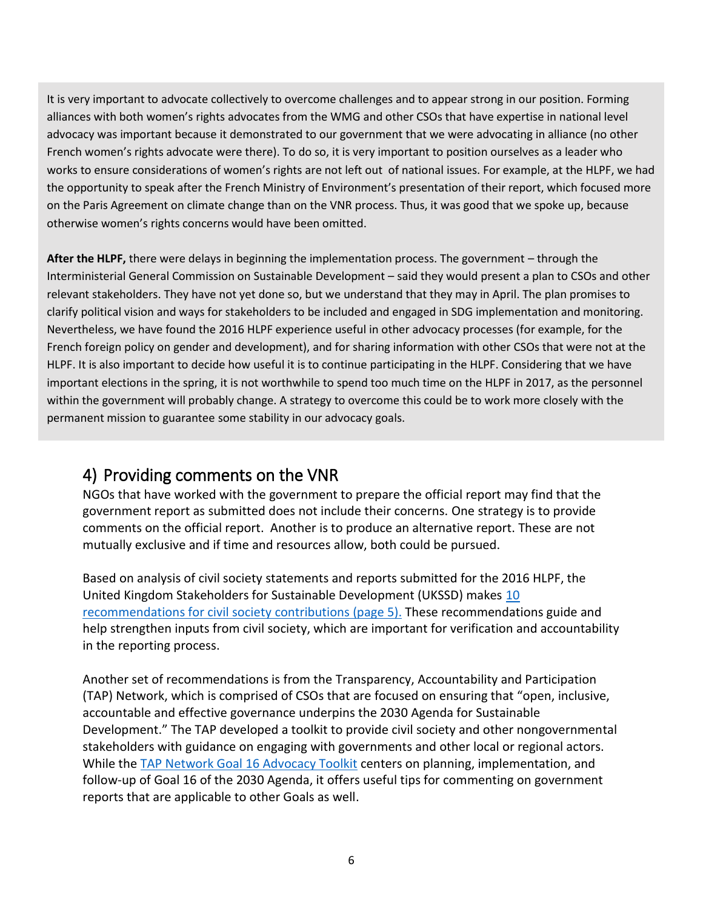It is very important to advocate collectively to overcome challenges and to appear strong in our position. Forming alliances with both women's rights advocates from the WMG and other CSOs that have expertise in national level advocacy was important because it demonstrated to our government that we were advocating in alliance (no other French women's rights advocate were there). To do so, it is very important to position ourselves as a leader who works to ensure considerations of women's rights are not left out of national issues. For example, at the HLPF, we had the opportunity to speak after the French Ministry of Environment's presentation of their report, which focused more on the Paris Agreement on climate change than on the VNR process. Thus, it was good that we spoke up, because otherwise women's rights concerns would have been omitted.

**After the HLPF,** there were delays in beginning the implementation process. The government – through the Interministerial General Commission on Sustainable Development – said they would present a plan to CSOs and other relevant stakeholders. They have not yet done so, but we understand that they may in April. The plan promises to clarify political vision and ways for stakeholders to be included and engaged in SDG implementation and monitoring. Nevertheless, we have found the 2016 HLPF experience useful in other advocacy processes (for example, for the French foreign policy on gender and development), and for sharing information with other CSOs that were not at the HLPF. It is also important to decide how useful it is to continue participating in the HLPF. Considering that we have important elections in the spring, it is not worthwhile to spend too much time on the HLPF in 2017, as the personnel within the government will probably change. A strategy to overcome this could be to work more closely with the permanent mission to guarantee some stability in our advocacy goals.

## 4) Providing comments on the VNR

NGOs that have worked with the government to prepare the official report may find that the government report as submitted does not include their concerns. One strategy is to provide comments on the official report. Another is to produce an alternative report. These are not mutually exclusive and if time and resources allow, both could be pursued.

Based on analysis of civil society statements and reports submitted for the 2016 HLPF, the United Kingdom Stakeholders for Sustainable Development (UKSSD) makes 10 recommendations for civil society contributions (page 5). These recommendations guide and help strengthen inputs from civil society, which are important for verification and accountability in the reporting process.

Another set of recommendations is from the Transparency, Accountability and Participation (TAP) Network, which is comprised of CSOs that are focused on ensuring that "open, inclusive, accountable and effective governance underpins the 2030 Agenda for Sustainable Development." The TAP developed a toolkit to provide civil society and other nongovernmental stakeholders with guidance on engaging with governments and other local or regional actors. While the TAP Network Goal 16 Advocacy Toolkit centers on planning, implementation, and follow-up of Goal 16 of the 2030 Agenda, it offers useful tips for commenting on government reports that are applicable to other Goals as well.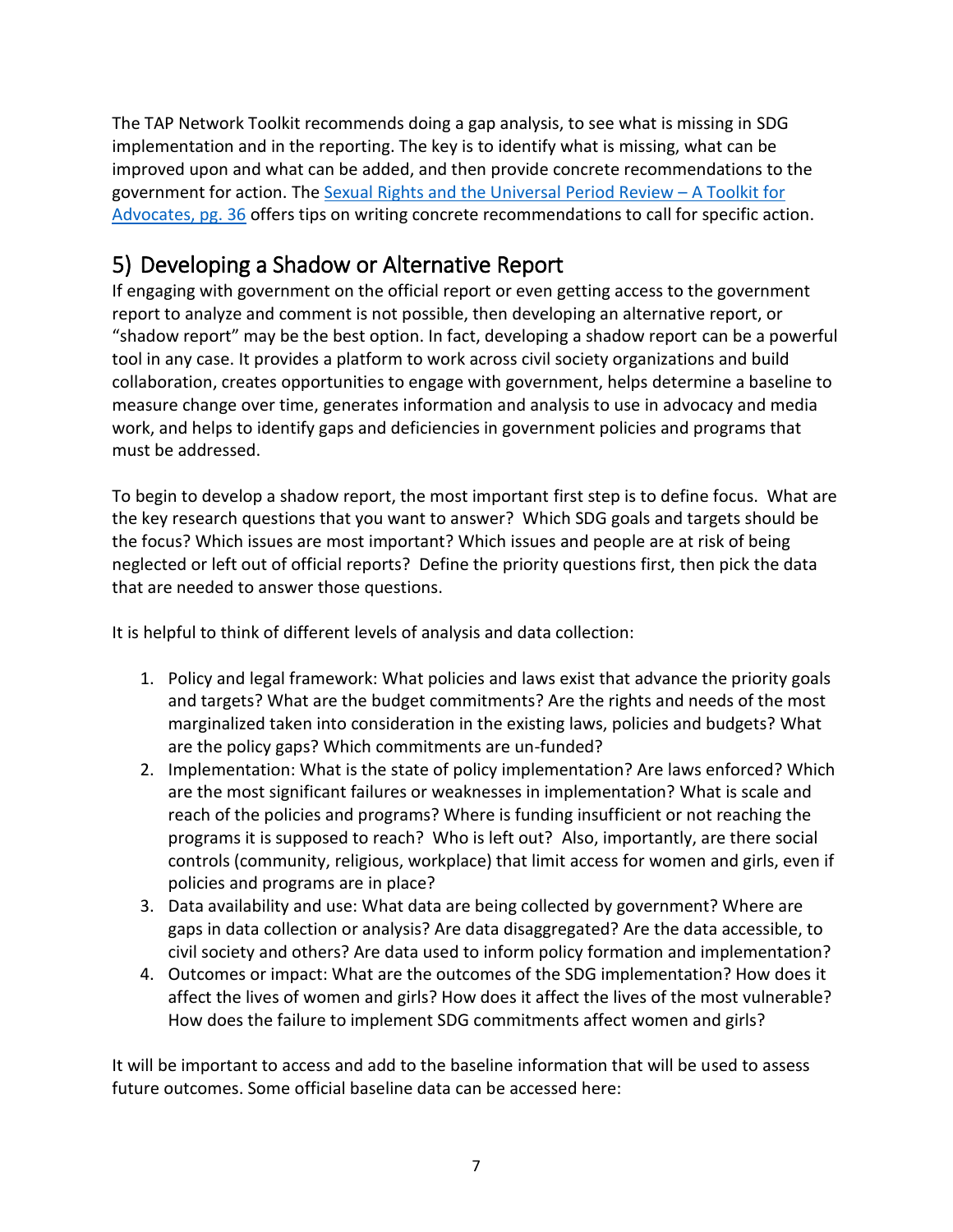The TAP Network Toolkit recommends doing a gap analysis, to see what is missing in SDG implementation and in the reporting. The key is to identify what is missing, what can be improved upon and what can be added, and then provide concrete recommendations to the government for action. The [Sexual Rights and the Universal Period Review – A Toolkit for Advocates, pg. 36]() offers tips on writing concrete recommendations to call for specific action.

## 5) Developing a Shadow or Alternative Report

If engaging with government on the official report or even getting access to the government report to analyze and comment is not possible, then developing an alternative report, or "shadow report" may be the best option. In fact, developing a shadow report can be a powerful tool in any case. It provides a platform to work across civil society organizations and build collaboration, creates opportunities to engage with government, helps determine a baseline to measure change over time, generates information and analysis to use in advocacy and media work, and helps to identify gaps and deficiencies in government policies and programs that must be addressed.

To begin to develop a shadow report, the most important first step is to define focus. What are the key research questions that you want to answer? Which SDG goals and targets should be the focus? Which issues are most important? Which issues and people are at risk of being neglected or left out of official reports? Define the priority questions first, then pick the data that are needed to answer those questions.

It is helpful to think of different levels of analysis and data collection:

1. Policy and legal framework: What policies and laws exist that advance the priority goals and targets? What are the budget commitments? Are the rights and needs of the most marginalized taken into consideration in the existing laws, policies and budgets? What are the policy gaps? Which commitments are un-funded?
2. Implementation: What is the state of policy implementation? Are laws enforced? Which are the most significant failures or weaknesses in implementation? What is scale and reach of the policies and programs? Where is funding insufficient or not reaching the programs it is supposed to reach? Who is left out? Also, importantly, are there social controls (community, religious, workplace) that limit access for women and girls, even if policies and programs are in place?
3. Data availability and use: What data are being collected by government? Where are gaps in data collection or analysis? Are data disaggregated? Are the data accessible, to civil society and others? Are data used to inform policy formation and implementation?
4. Outcomes or impact: What are the outcomes of the SDG implementation? How does it affect the lives of women and girls? How does it affect the lives of the most vulnerable? How does the failure to implement SDG commitments affect women and girls?

It will be important to access and add to the baseline information that will be used to assess future outcomes. Some official baseline data can be accessed here: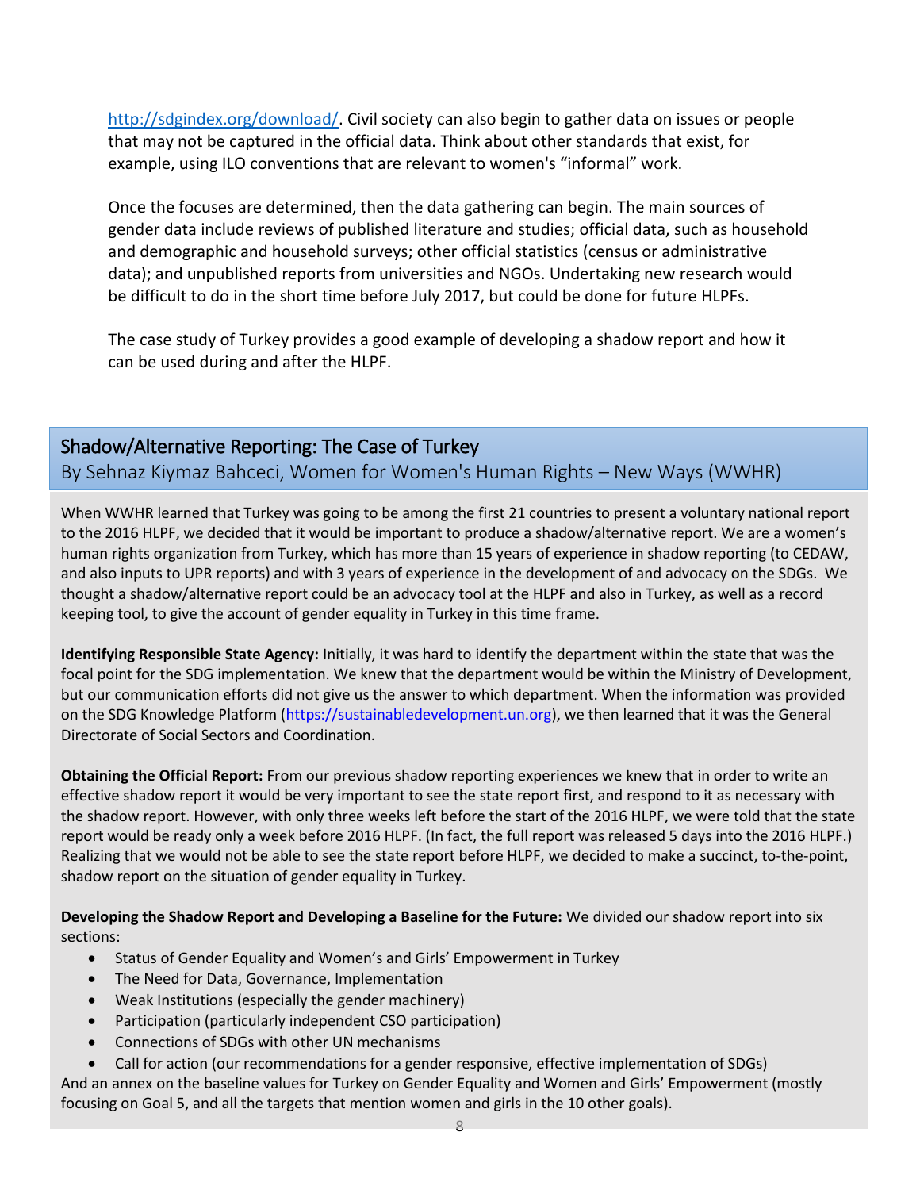http://sdgindex.org/download/. Civil society can also begin to gather data on issues or people that may not be captured in the official data. Think about other standards that exist, for example, using ILO conventions that are relevant to women's "informal" work.

Once the focuses are determined, then the data gathering can begin. The main sources of gender data include reviews of published literature and studies; official data, such as household and demographic and household surveys; other official statistics (census or administrative data); and unpublished reports from universities and NGOs. Undertaking new research would be difficult to do in the short time before July 2017, but could be done for future HLPFs.

The case study of Turkey provides a good example of developing a shadow report and how it can be used during and after the HLPF.

## Shadow/Alternative Reporting: The Case of Turkey

By Sehnaz Kiymaz Bahceci, Women for Women's Human Rights – New Ways (WWHR)

When WWHR learned that Turkey was going to be among the first 21 countries to present a voluntary national report to the 2016 HLPF, we decided that it would be important to produce a shadow/alternative report. We are a women's human rights organization from Turkey, which has more than 15 years of experience in shadow reporting (to CEDAW, and also inputs to UPR reports) and with 3 years of experience in the development of and advocacy on the SDGs. We thought a shadow/alternative report could be an advocacy tool at the HLPF and also in Turkey, as well as a record keeping tool, to give the account of gender equality in Turkey in this time frame.

**Identifying Responsible State Agency:** Initially, it was hard to identify the department within the state that was the focal point for the SDG implementation. We knew that the department would be within the Ministry of Development, but our communication efforts did not give us the answer to which department. When the information was provided on the SDG Knowledge Platform (https://sustainabledevelopment.un.org), we then learned that it was the General Directorate of Social Sectors and Coordination.

**Obtaining the Official Report:** From our previous shadow reporting experiences we knew that in order to write an effective shadow report it would be very important to see the state report first, and respond to it as necessary with the shadow report. However, with only three weeks left before the start of the 2016 HLPF, we were told that the state report would be ready only a week before 2016 HLPF. (In fact, the full report was released 5 days into the 2016 HLPF.) Realizing that we would not be able to see the state report before HLPF, we decided to make a succinct, to-the-point, shadow report on the situation of gender equality in Turkey.

**Developing the Shadow Report and Developing a Baseline for the Future:** We divided our shadow report into six sections:

- Status of Gender Equality and Women's and Girls' Empowerment in Turkey
- The Need for Data, Governance, Implementation
- Weak Institutions (especially the gender machinery)
- Participation (particularly independent CSO participation)
- Connections of SDGs with other UN mechanisms
- Call for action (our recommendations for a gender responsive, effective implementation of SDGs)

And an annex on the baseline values for Turkey on Gender Equality and Women and Girls' Empowerment (mostly focusing on Goal 5, and all the targets that mention women and girls in the 10 other goals).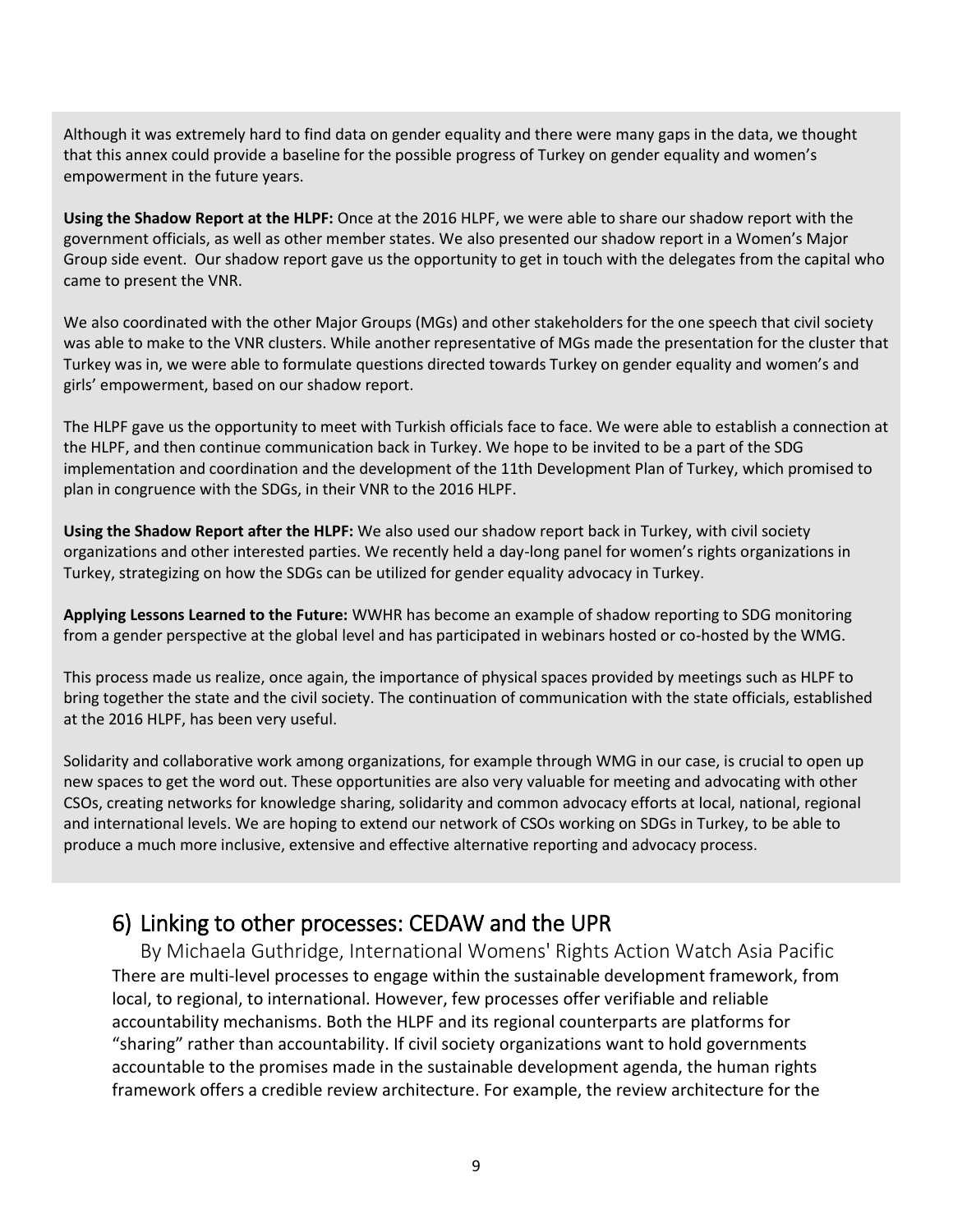Although it was extremely hard to find data on gender equality and there were many gaps in the data, we thought that this annex could provide a baseline for the possible progress of Turkey on gender equality and women's empowerment in the future years.

**Using the Shadow Report at the HLPF:** Once at the 2016 HLPF, we were able to share our shadow report with the government officials, as well as other member states. We also presented our shadow report in a Women's Major Group side event. Our shadow report gave us the opportunity to get in touch with the delegates from the capital who came to present the VNR.

We also coordinated with the other Major Groups (MGs) and other stakeholders for the one speech that civil society was able to make to the VNR clusters. While another representative of MGs made the presentation for the cluster that Turkey was in, we were able to formulate questions directed towards Turkey on gender equality and women's and girls' empowerment, based on our shadow report.

The HLPF gave us the opportunity to meet with Turkish officials face to face. We were able to establish a connection at the HLPF, and then continue communication back in Turkey. We hope to be invited to be a part of the SDG implementation and coordination and the development of the 11th Development Plan of Turkey, which promised to plan in congruence with the SDGs, in their VNR to the 2016 HLPF.

**Using the Shadow Report after the HLPF:** We also used our shadow report back in Turkey, with civil society organizations and other interested parties. We recently held a day-long panel for women's rights organizations in Turkey, strategizing on how the SDGs can be utilized for gender equality advocacy in Turkey.

**Applying Lessons Learned to the Future:** WWHR has become an example of shadow reporting to SDG monitoring from a gender perspective at the global level and has participated in webinars hosted or co-hosted by the WMG.

This process made us realize, once again, the importance of physical spaces provided by meetings such as HLPF to bring together the state and the civil society. The continuation of communication with the state officials, established at the 2016 HLPF, has been very useful.

Solidarity and collaborative work among organizations, for example through WMG in our case, is crucial to open up new spaces to get the word out. These opportunities are also very valuable for meeting and advocating with other CSOs, creating networks for knowledge sharing, solidarity and common advocacy efforts at local, national, regional and international levels. We are hoping to extend our network of CSOs working on SDGs in Turkey, to be able to produce a much more inclusive, extensive and effective alternative reporting and advocacy process.

## 6) Linking to other processes: CEDAW and the UPR

By Michaela Guthridge, International Womens' Rights Action Watch Asia Pacific

There are multi-level processes to engage within the sustainable development framework, from local, to regional, to international. However, few processes offer verifiable and reliable accountability mechanisms. Both the HLPF and its regional counterparts are platforms for "sharing" rather than accountability. If civil society organizations want to hold governments accountable to the promises made in the sustainable development agenda, the human rights framework offers a credible review architecture. For example, the review architecture for the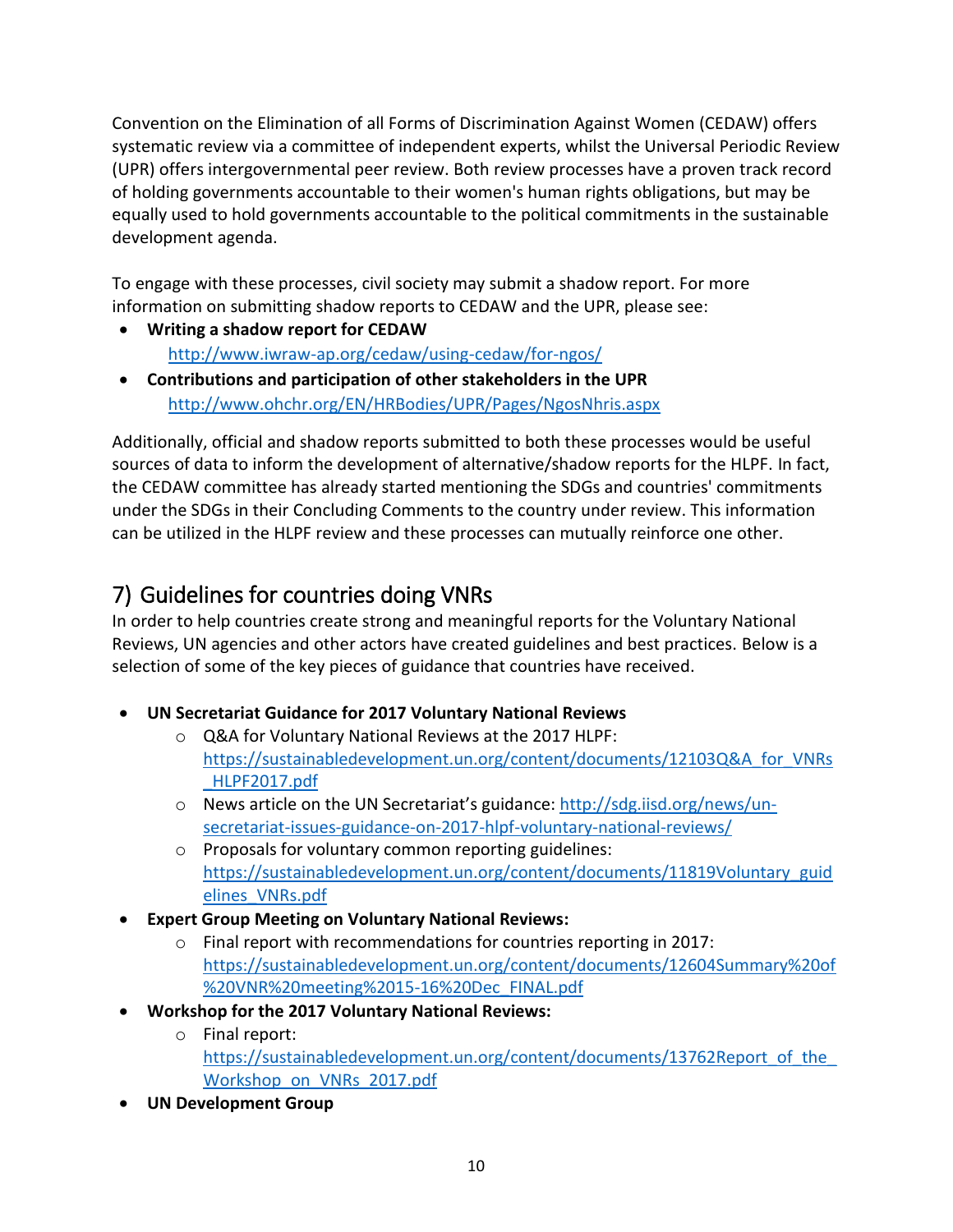Convention on the Elimination of all Forms of Discrimination Against Women (CEDAW) offers systematic review via a committee of independent experts, whilst the Universal Periodic Review (UPR) offers intergovernmental peer review. Both review processes have a proven track record of holding governments accountable to their women's human rights obligations, but may be equally used to hold governments accountable to the political commitments in the sustainable development agenda.

To engage with these processes, civil society may submit a shadow report. For more information on submitting shadow reports to CEDAW and the UPR, please see:

- **Writing a shadow report for CEDAW**
  http://www.iwraw-ap.org/cedaw/using-cedaw/for-ngos/
- **Contributions and participation of other stakeholders in the UPR**
  http://www.ohchr.org/EN/HRBodies/UPR/Pages/NgosNhris.aspx

Additionally, official and shadow reports submitted to both these processes would be useful sources of data to inform the development of alternative/shadow reports for the HLPF. In fact, the CEDAW committee has already started mentioning the SDGs and countries' commitments under the SDGs in their Concluding Comments to the country under review. This information can be utilized in the HLPF review and these processes can mutually reinforce one other.

## 7) Guidelines for countries doing VNRs

In order to help countries create strong and meaningful reports for the Voluntary National Reviews, UN agencies and other actors have created guidelines and best practices. Below is a selection of some of the key pieces of guidance that countries have received.

- **UN Secretariat Guidance for 2017 Voluntary National Reviews**
  - Q&A for Voluntary National Reviews at the 2017 HLPF: https://sustainabledevelopment.un.org/content/documents/12103Q&A_for_VNRs_HLPF2017.pdf
  - News article on the UN Secretariat's guidance: http://sdg.iisd.org/news/un-secretariat-issues-guidance-on-2017-hlpf-voluntary-national-reviews/
  - Proposals for voluntary common reporting guidelines: https://sustainabledevelopment.un.org/content/documents/11819Voluntary_guidelines_VNRs.pdf
- **Expert Group Meeting on Voluntary National Reviews:**
  - Final report with recommendations for countries reporting in 2017: https://sustainabledevelopment.un.org/content/documents/12604Summary%20of%20VNR%20meeting%2015-16%20Dec_FINAL.pdf
- **Workshop for the 2017 Voluntary National Reviews:**
  - Final report: https://sustainabledevelopment.un.org/content/documents/13762Report_of_the_Workshop_on_VNRs_2017.pdf
- **UN Development Group**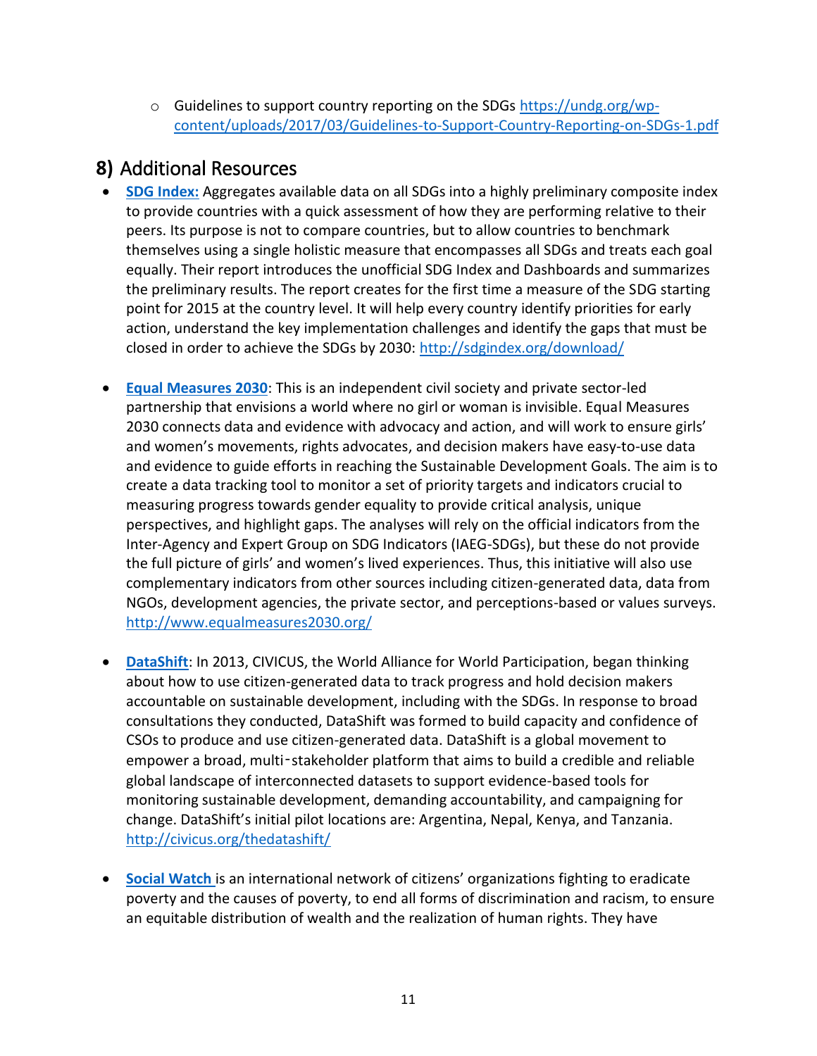- Guidelines to support country reporting on the SDGs https://undg.org/wp-content/uploads/2017/03/Guidelines-to-Support-Country-Reporting-on-SDGs-1.pdf

## 8) Additional Resources

- **SDG Index:** Aggregates available data on all SDGs into a highly preliminary composite index to provide countries with a quick assessment of how they are performing relative to their peers. Its purpose is not to compare countries, but to allow countries to benchmark themselves using a single holistic measure that encompasses all SDGs and treats each goal equally. Their report introduces the unofficial SDG Index and Dashboards and summarizes the preliminary results. The report creates for the first time a measure of the SDG starting point for 2015 at the country level. It will help every country identify priorities for early action, understand the key implementation challenges and identify the gaps that must be closed in order to achieve the SDGs by 2030: http://sdgindex.org/download/

- **Equal Measures 2030**: This is an independent civil society and private sector-led partnership that envisions a world where no girl or woman is invisible. Equal Measures 2030 connects data and evidence with advocacy and action, and will work to ensure girls' and women's movements, rights advocates, and decision makers have easy-to-use data and evidence to guide efforts in reaching the Sustainable Development Goals. The aim is to create a data tracking tool to monitor a set of priority targets and indicators crucial to measuring progress towards gender equality to provide critical analysis, unique perspectives, and highlight gaps. The analyses will rely on the official indicators from the Inter-Agency and Expert Group on SDG Indicators (IAEG-SDGs), but these do not provide the full picture of girls' and women's lived experiences. Thus, this initiative will also use complementary indicators from other sources including citizen-generated data, data from NGOs, development agencies, the private sector, and perceptions-based or values surveys. http://www.equalmeasures2030.org/

- **DataShift**: In 2013, CIVICUS, the World Alliance for World Participation, began thinking about how to use citizen-generated data to track progress and hold decision makers accountable on sustainable development, including with the SDGs. In response to broad consultations they conducted, DataShift was formed to build capacity and confidence of CSOs to produce and use citizen-generated data. DataShift is a global movement to empower a broad, multi‑stakeholder platform that aims to build a credible and reliable global landscape of interconnected datasets to support evidence-based tools for monitoring sustainable development, demanding accountability, and campaigning for change. DataShift's initial pilot locations are: Argentina, Nepal, Kenya, and Tanzania. http://civicus.org/thedatashift/

- **Social Watch** is an international network of citizens' organizations fighting to eradicate poverty and the causes of poverty, to end all forms of discrimination and racism, to ensure an equitable distribution of wealth and the realization of human rights. They have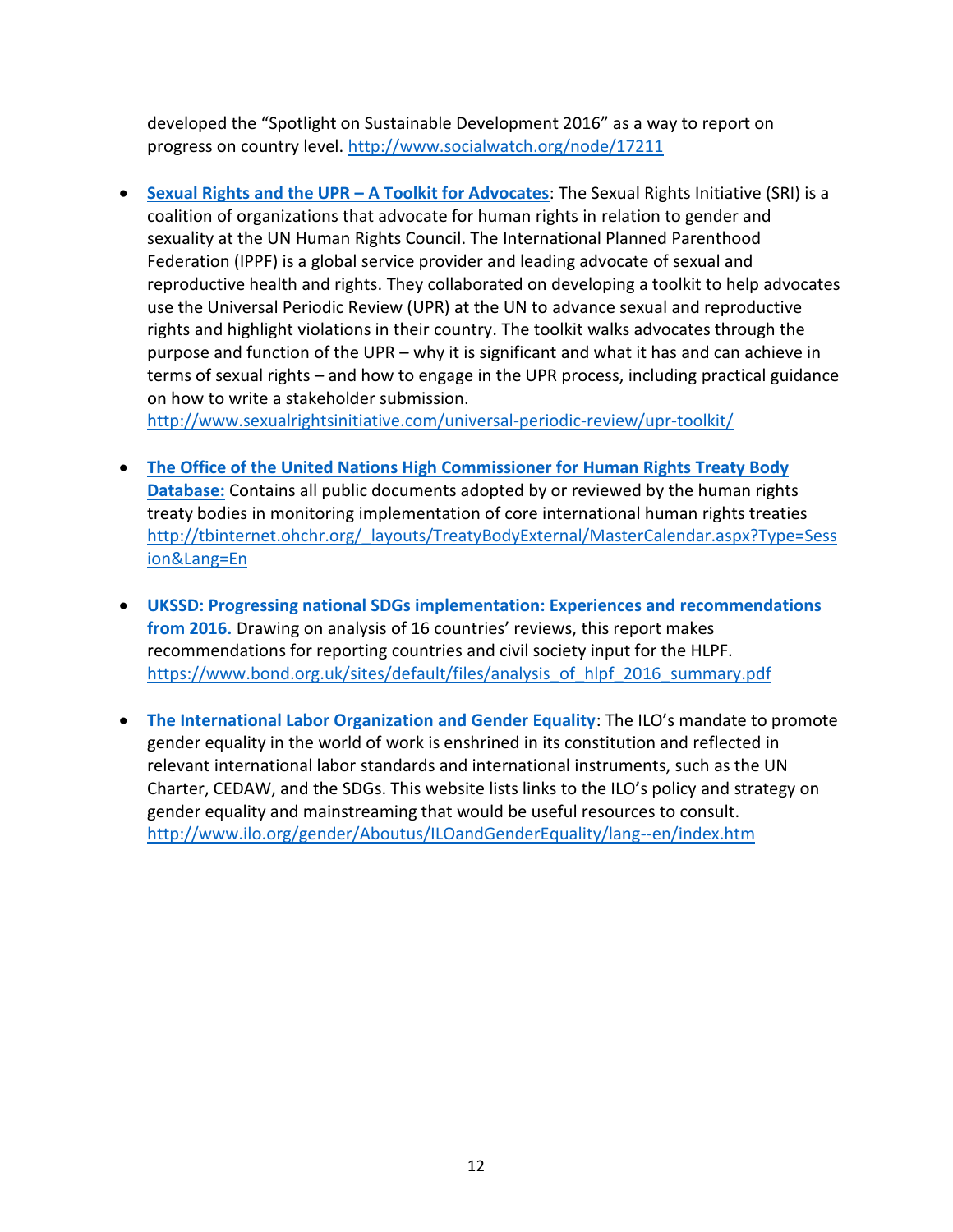developed the "Spotlight on Sustainable Development 2016" as a way to report on progress on country level. http://www.socialwatch.org/node/17211

- **Sexual Rights and the UPR – A Toolkit for Advocates**: The Sexual Rights Initiative (SRI) is a coalition of organizations that advocate for human rights in relation to gender and sexuality at the UN Human Rights Council. The International Planned Parenthood Federation (IPPF) is a global service provider and leading advocate of sexual and reproductive health and rights. They collaborated on developing a toolkit to help advocates use the Universal Periodic Review (UPR) at the UN to advance sexual and reproductive rights and highlight violations in their country. The toolkit walks advocates through the purpose and function of the UPR – why it is significant and what it has and can achieve in terms of sexual rights – and how to engage in the UPR process, including practical guidance on how to write a stakeholder submission. http://www.sexualrightsinitiative.com/universal-periodic-review/upr-toolkit/

- **The Office of the United Nations High Commissioner for Human Rights Treaty Body Database:** Contains all public documents adopted by or reviewed by the human rights treaty bodies in monitoring implementation of core international human rights treaties http://tbinternet.ohchr.org/_layouts/TreatyBodyExternal/MasterCalendar.aspx?Type=Session&Lang=En

- **UKSSD: Progressing national SDGs implementation: Experiences and recommendations from 2016.** Drawing on analysis of 16 countries' reviews, this report makes recommendations for reporting countries and civil society input for the HLPF. https://www.bond.org.uk/sites/default/files/analysis_of_hlpf_2016_summary.pdf

- **The International Labor Organization and Gender Equality**: The ILO's mandate to promote gender equality in the world of work is enshrined in its constitution and reflected in relevant international labor standards and international instruments, such as the UN Charter, CEDAW, and the SDGs. This website lists links to the ILO's policy and strategy on gender equality and mainstreaming that would be useful resources to consult. http://www.ilo.org/gender/Aboutus/ILOandGenderEquality/lang--en/index.htm